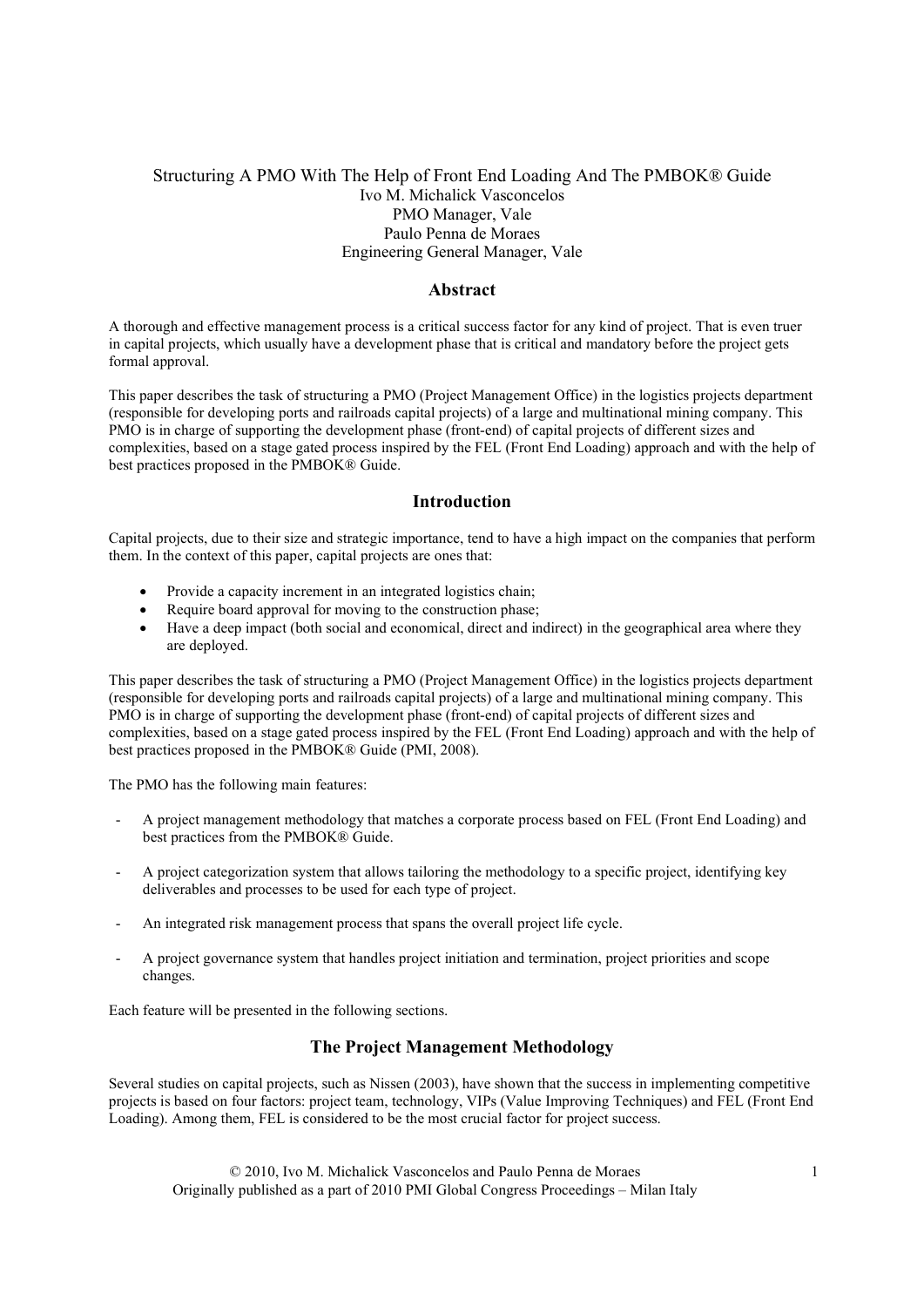# Structuring A PMO With The Help of Front End Loading And The PMBOK® Guide

Ivo M. Michalick Vasconcelos
PMO Manager, Vale
Paulo Penna de Moraes
Engineering General Manager, Vale

## Abstract

A thorough and effective management process is a critical success factor for any kind of project. That is even truer in capital projects, which usually have a development phase that is critical and mandatory before the project gets formal approval.

This paper describes the task of structuring a PMO (Project Management Office) in the logistics projects department (responsible for developing ports and railroads capital projects) of a large and multinational mining company. This PMO is in charge of supporting the development phase (front-end) of capital projects of different sizes and complexities, based on a stage gated process inspired by the FEL (Front End Loading) approach and with the help of best practices proposed in the PMBOK® Guide.

## Introduction

Capital projects, due to their size and strategic importance, tend to have a high impact on the companies that perform them. In the context of this paper, capital projects are ones that:

- Provide a capacity increment in an integrated logistics chain;
- Require board approval for moving to the construction phase;
- Have a deep impact (both social and economical, direct and indirect) in the geographical area where they are deployed.

This paper describes the task of structuring a PMO (Project Management Office) in the logistics projects department (responsible for developing ports and railroads capital projects) of a large and multinational mining company. This PMO is in charge of supporting the development phase (front-end) of capital projects of different sizes and complexities, based on a stage gated process inspired by the FEL (Front End Loading) approach and with the help of best practices proposed in the PMBOK® Guide (PMI, 2008).

The PMO has the following main features:

- A project management methodology that matches a corporate process based on FEL (Front End Loading) and best practices from the PMBOK® Guide.

- A project categorization system that allows tailoring the methodology to a specific project, identifying key deliverables and processes to be used for each type of project.

- An integrated risk management process that spans the overall project life cycle.

- A project governance system that handles project initiation and termination, project priorities and scope changes.

Each feature will be presented in the following sections.

## The Project Management Methodology

Several studies on capital projects, such as Nissen (2003), have shown that the success in implementing competitive projects is based on four factors: project team, technology, VIPs (Value Improving Techniques) and FEL (Front End Loading). Among them, FEL is considered to be the most crucial factor for project success.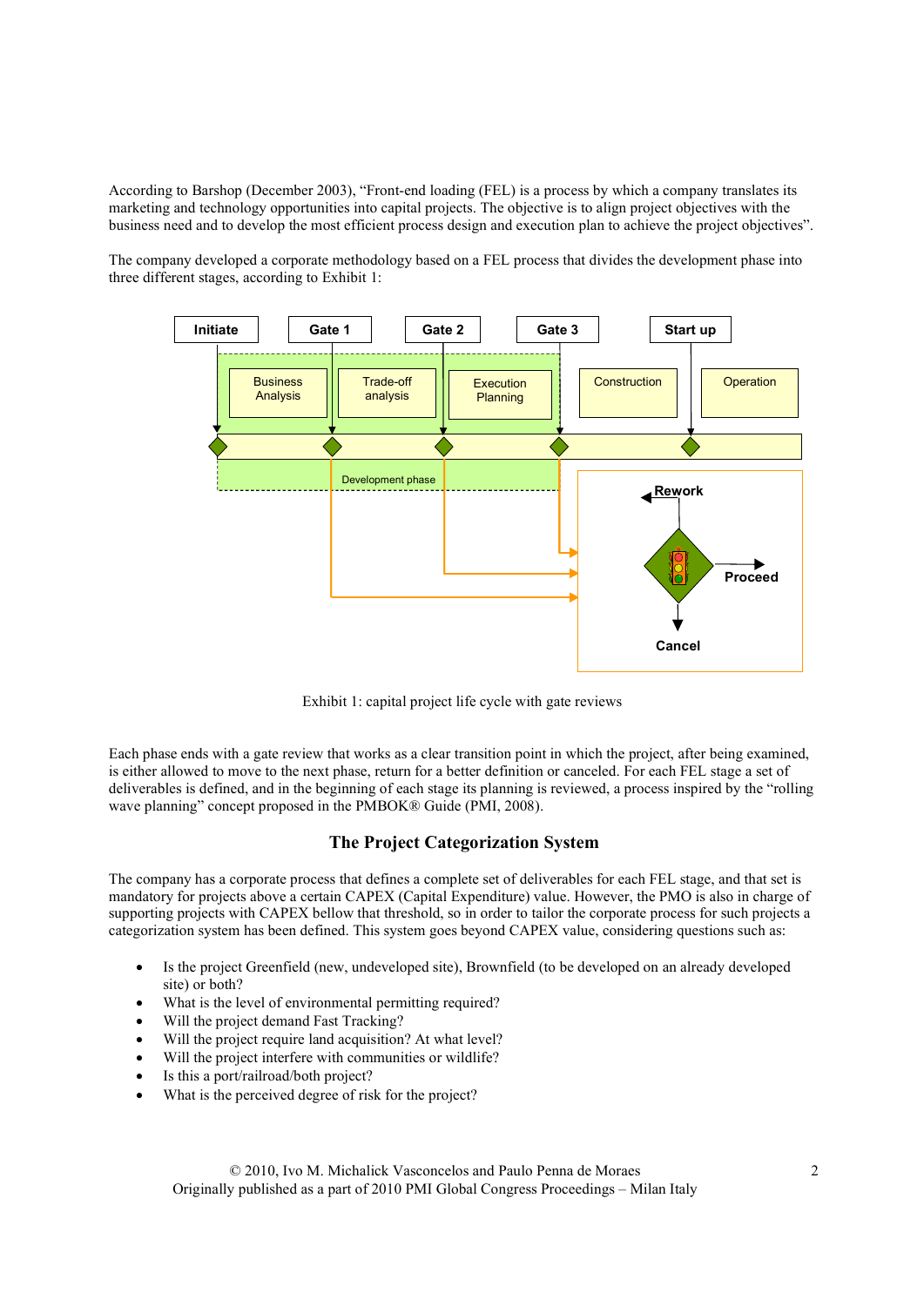According to Barshop (December 2003), "Front-end loading (FEL) is a process by which a company translates its marketing and technology opportunities into capital projects. The objective is to align project objectives with the business need and to develop the most efficient process design and execution plan to achieve the project objectives".

The company developed a corporate methodology based on a FEL process that divides the development phase into three different stages, according to Exhibit 1:

Exhibit 1: capital project life cycle with gate reviews

Each phase ends with a gate review that works as a clear transition point in which the project, after being examined, is either allowed to move to the next phase, return for a better definition or canceled. For each FEL stage a set of deliverables is defined, and in the beginning of each stage its planning is reviewed, a process inspired by the "rolling wave planning" concept proposed in the PMBOK® Guide (PMI, 2008).

## The Project Categorization System

The company has a corporate process that defines a complete set of deliverables for each FEL stage, and that set is mandatory for projects above a certain CAPEX (Capital Expenditure) value. However, the PMO is also in charge of supporting projects with CAPEX bellow that threshold, so in order to tailor the corporate process for such projects a categorization system has been defined. This system goes beyond CAPEX value, considering questions such as:

- Is the project Greenfield (new, undeveloped site), Brownfield (to be developed on an already developed site) or both?
- What is the level of environmental permitting required?
- Will the project demand Fast Tracking?
- Will the project require land acquisition? At what level?
- Will the project interfere with communities or wildlife?
- Is this a port/railroad/both project?
- What is the perceived degree of risk for the project?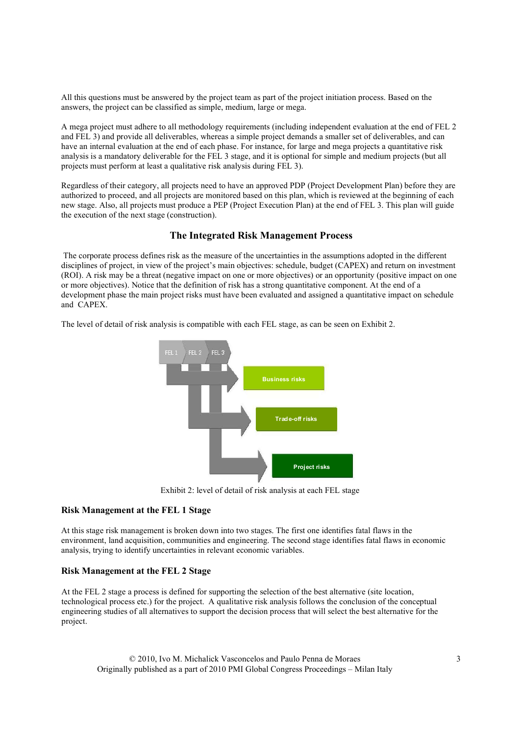All this questions must be answered by the project team as part of the project initiation process. Based on the answers, the project can be classified as simple, medium, large or mega.

A mega project must adhere to all methodology requirements (including independent evaluation at the end of FEL 2 and FEL 3) and provide all deliverables, whereas a simple project demands a smaller set of deliverables, and can have an internal evaluation at the end of each phase. For instance, for large and mega projects a quantitative risk analysis is a mandatory deliverable for the FEL 3 stage, and it is optional for simple and medium projects (but all projects must perform at least a qualitative risk analysis during FEL 3).

Regardless of their category, all projects need to have an approved PDP (Project Development Plan) before they are authorized to proceed, and all projects are monitored based on this plan, which is reviewed at the beginning of each new stage. Also, all projects must produce a PEP (Project Execution Plan) at the end of FEL 3. This plan will guide the execution of the next stage (construction).

## The Integrated Risk Management Process

The corporate process defines risk as the measure of the uncertainties in the assumptions adopted in the different disciplines of project, in view of the project's main objectives: schedule, budget (CAPEX) and return on investment (ROI). A risk may be a threat (negative impact on one or more objectives) or an opportunity (positive impact on one or more objectives). Notice that the definition of risk has a strong quantitative component. At the end of a development phase the main project risks must have been evaluated and assigned a quantitative impact on schedule and CAPEX.

The level of detail of risk analysis is compatible with each FEL stage, as can be seen on Exhibit 2.

FEL 1 | FEL 2 | FEL 3

Business risks

Trade-off risks

Project risks

Exhibit 2: level of detail of risk analysis at each FEL stage

### Risk Management at the FEL 1 Stage

At this stage risk management is broken down into two stages. The first one identifies fatal flaws in the environment, land acquisition, communities and engineering. The second stage identifies fatal flaws in economic analysis, trying to identify uncertainties in relevant economic variables.

### Risk Management at the FEL 2 Stage

At the FEL 2 stage a process is defined for supporting the selection of the best alternative (site location, technological process etc.) for the project. A qualitative risk analysis follows the conclusion of the conceptual engineering studies of all alternatives to support the decision process that will select the best alternative for the project.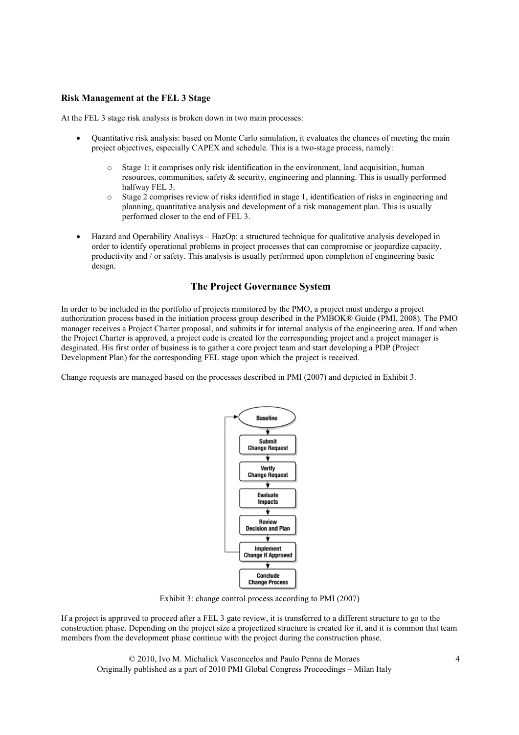### Risk Management at the FEL 3 Stage

At the FEL 3 stage risk analysis is broken down in two main processes:

- Quantitative risk analysis: based on Monte Carlo simulation, it evaluates the chances of meeting the main project objectives, especially CAPEX and schedule. This is a two-stage process, namely:
  - Stage 1: it comprises only risk identification in the environment, land acquisition, human resources, communities, safety & security, engineering and planning. This is usually performed halfway FEL 3.
  - Stage 2 comprises review of risks identified in stage 1, identification of risks in engineering and planning, quantitative analysis and development of a risk management plan. This is usually performed closer to the end of FEL 3.
- Hazard and Operability Analisys – HazOp: a structured technique for qualitative analysis developed in order to identify operational problems in project processes that can compromise or jeopardize capacity, productivity and / or safety. This analysis is usually performed upon completion of engineering basic design.

## The Project Governance System

In order to be included in the portfolio of projects monitored by the PMO, a project must undergo a project authorization process based in the initiation process group described in the PMBOK® Guide (PMI, 2008). The PMO manager receives a Project Charter proposal, and submits it for internal analysis of the engineering area. If and when the Project Charter is approved, a project code is created for the corresponding project and a project manager is desginated. His first order of business is to gather a core project team and start developing a PDP (Project Development Plan) for the corresponding FEL stage upon which the project is received.

Change requests are managed based on the processes described in PMI (2007) and depicted in Exhibit 3.

Baseline → Submit Change Request → Verify Change Request → Evaluate Impacts → Review Decision and Plan → Implement Change if Approved → Conclude Change Process

Exhibit 3: change control process according to PMI (2007)

If a project is approved to proceed after a FEL 3 gate review, it is transferred to a different structure to go to the construction phase. Depending on the project size a projectized structure is created for it, and it is common that team members from the development phase continue with the project during the construction phase.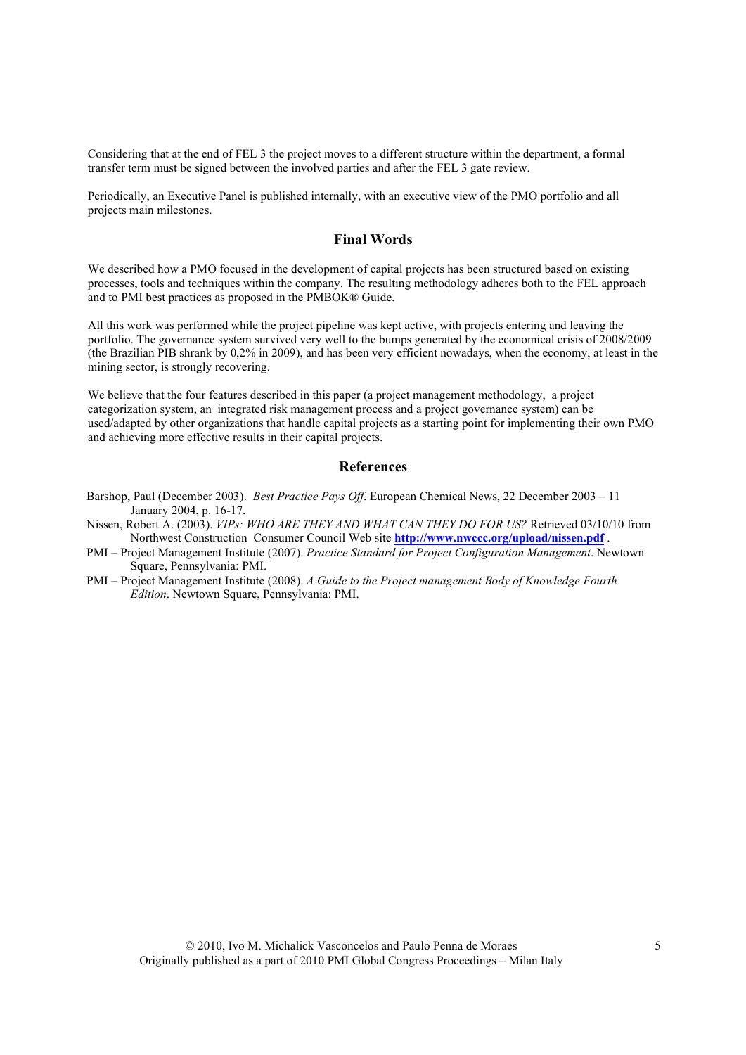Considering that at the end of FEL 3 the project moves to a different structure within the department, a formal transfer term must be signed between the involved parties and after the FEL 3 gate review.

Periodically, an Executive Panel is published internally, with an executive view of the PMO portfolio and all projects main milestones.

## Final Words

We described how a PMO focused in the development of capital projects has been structured based on existing processes, tools and techniques within the company. The resulting methodology adheres both to the FEL approach and to PMI best practices as proposed in the PMBOK® Guide.

All this work was performed while the project pipeline was kept active, with projects entering and leaving the portfolio. The governance system survived very well to the bumps generated by the economical crisis of 2008/2009 (the Brazilian PIB shrank by 0,2% in 2009), and has been very efficient nowadays, when the economy, at least in the mining sector, is strongly recovering.

We believe that the four features described in this paper (a project management methodology, a project categorization system, an integrated risk management process and a project governance system) can be used/adapted by other organizations that handle capital projects as a starting point for implementing their own PMO and achieving more effective results in their capital projects.

## References

Barshop, Paul (December 2003). *Best Practice Pays Off*. European Chemical News, 22 December 2003 – 11 January 2004, p. 16-17.

Nissen, Robert A. (2003). *VIPs: WHO ARE THEY AND WHAT CAN THEY DO FOR US?* Retrieved 03/10/10 from Northwest Construction Consumer Council Web site **http://www.nwccc.org/upload/nissen.pdf** .

PMI – Project Management Institute (2007). *Practice Standard for Project Configuration Management*. Newtown Square, Pennsylvania: PMI.

PMI – Project Management Institute (2008). *A Guide to the Project management Body of Knowledge Fourth Edition*. Newtown Square, Pennsylvania: PMI.

© 2010, Ivo M. Michalick Vasconcelos and Paulo Penna de Moraes
Originally published as a part of 2010 PMI Global Congress Proceedings – Milan Italy